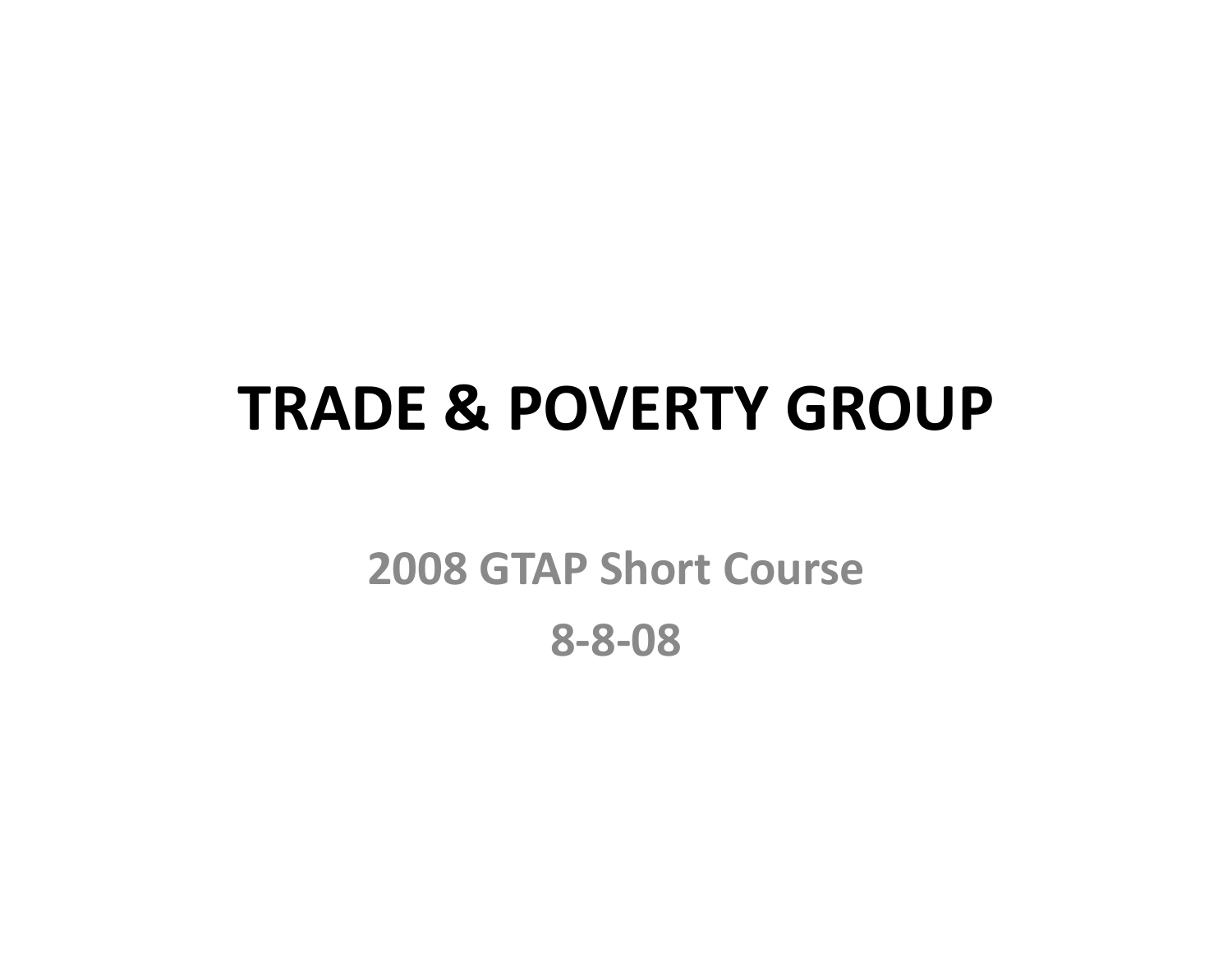# TRADE & POVERTY GROUP

**2008 GTAP Short Course**

**8-8-08**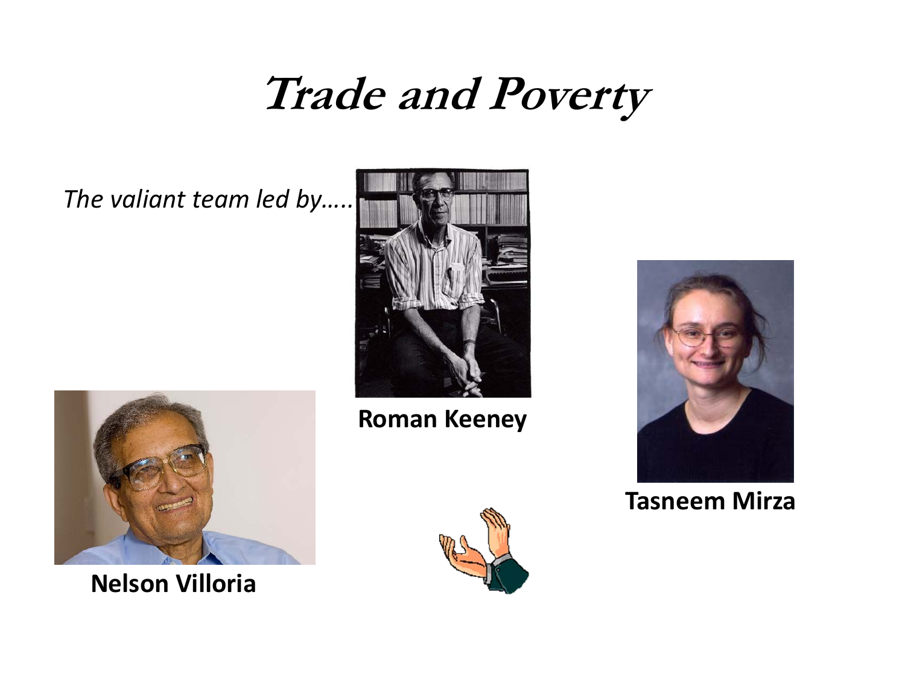# Trade and Poverty

*The valiant team led by…..*

**Roman Keeney**

**Tasneem Mirza**

**Nelson Villoria**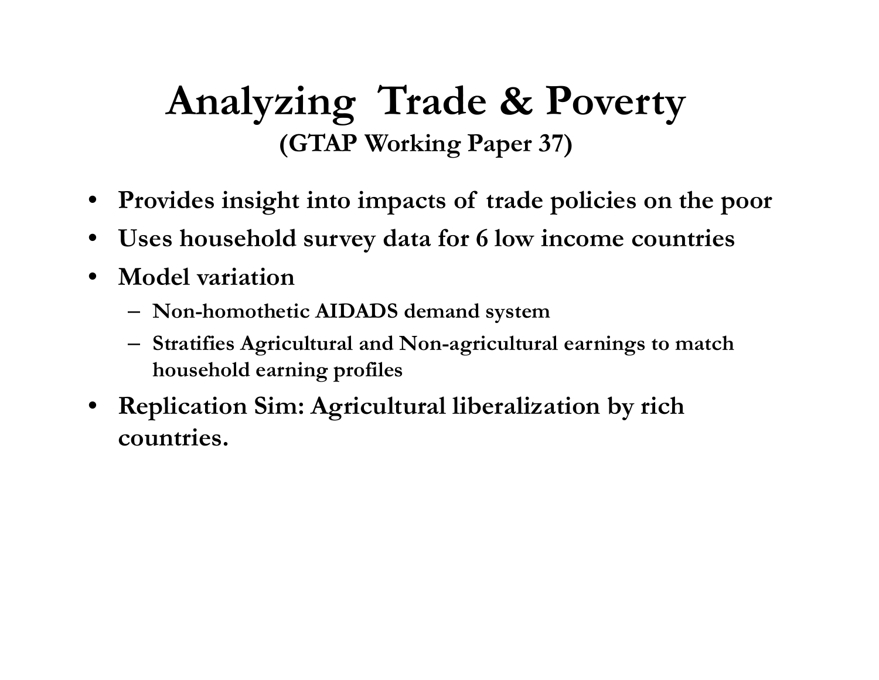# Analyzing Trade & Poverty

**(GTAP Working Paper 37)**

- **Provides insight into impacts of trade policies on the poor**
- **Uses household survey data for 6 low income countries**
- **Model variation**
  - **Non-homothetic AIDADS demand system**
  - **Stratifies Agricultural and Non-agricultural earnings to match household earning profiles**
- **Replication Sim: Agricultural liberalization by rich countries.**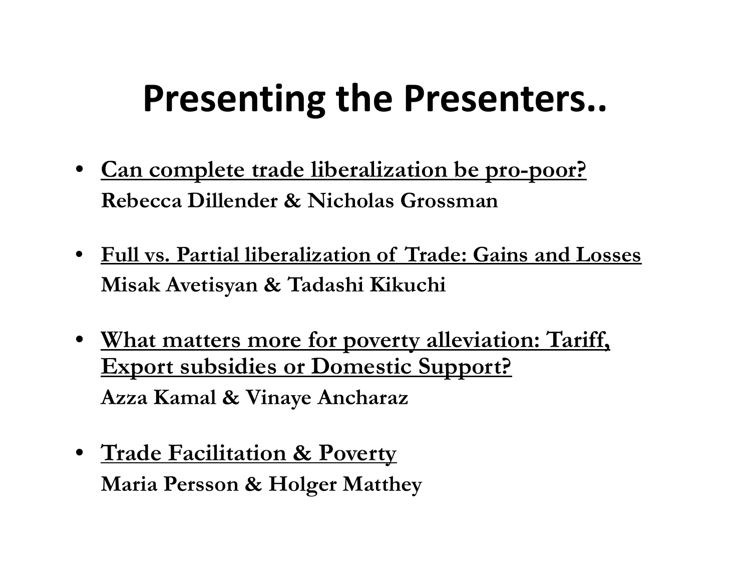# Presenting the Presenters..

- **Can complete trade liberalization be pro-poor?**
  **Rebecca Dillender & Nicholas Grossman**

- **Full vs. Partial liberalization of Trade: Gains and Losses**
  **Misak Avetisyan & Tadashi Kikuchi**

- **What matters more for poverty alleviation: Tariff, Export subsidies or Domestic Support?**
  **Azza Kamal & Vinaye Ancharaz**

- **Trade Facilitation & Poverty**
  **Maria Persson & Holger Matthey**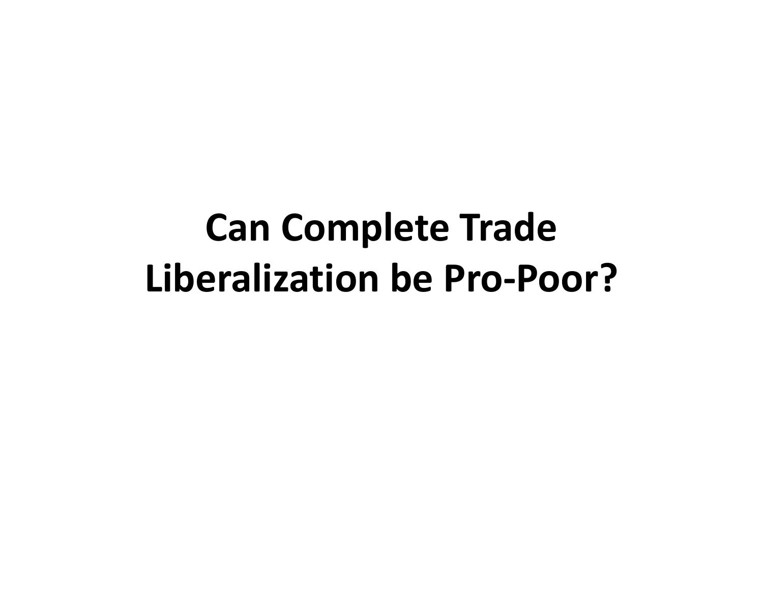# Can Complete Trade Liberalization be Pro-Poor?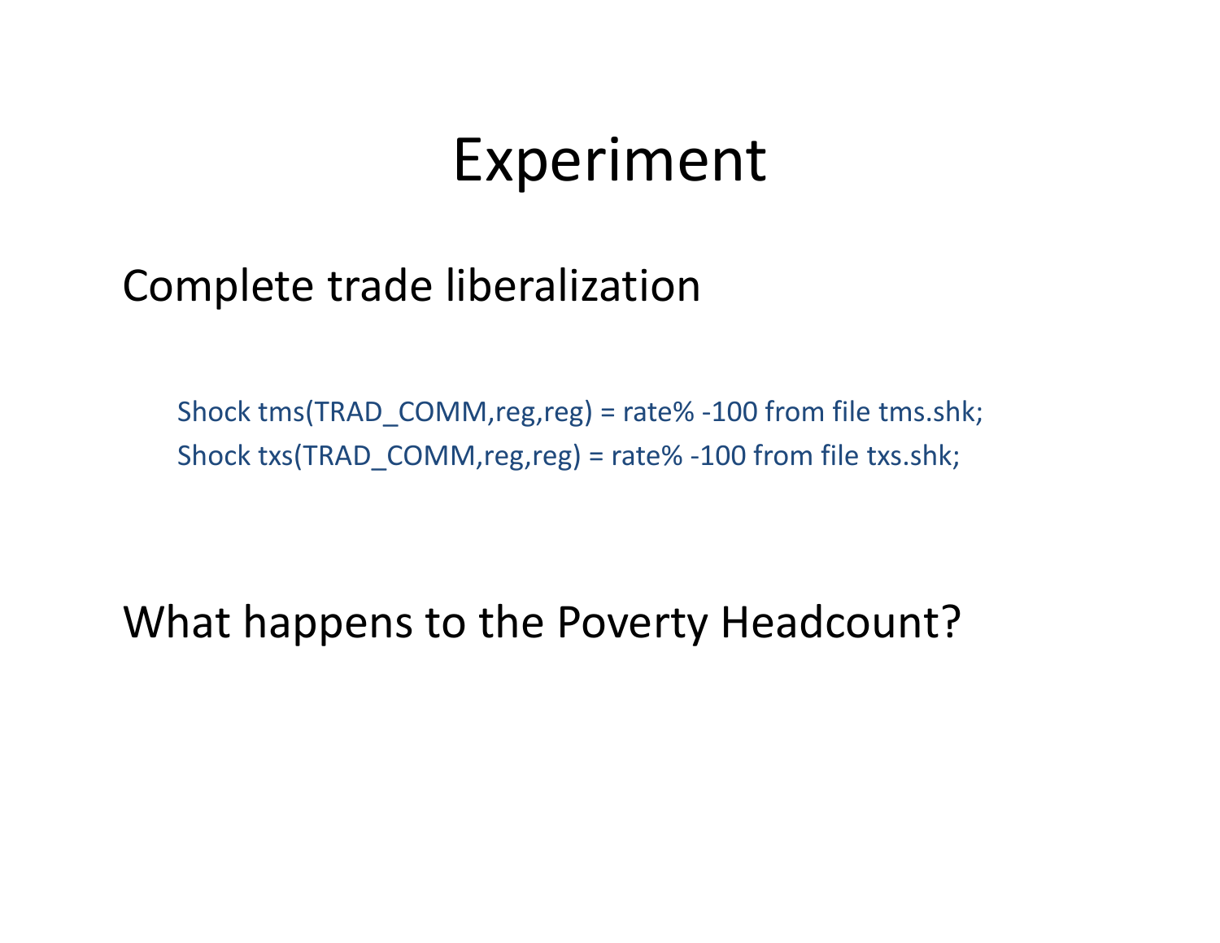# Experiment

Complete trade liberalization

```
Shock tms(TRAD_COMM,reg,reg) = rate% -100 from file tms.shk;
Shock txs(TRAD_COMM,reg,reg) = rate% -100 from file txs.shk;
```

What happens to the Poverty Headcount?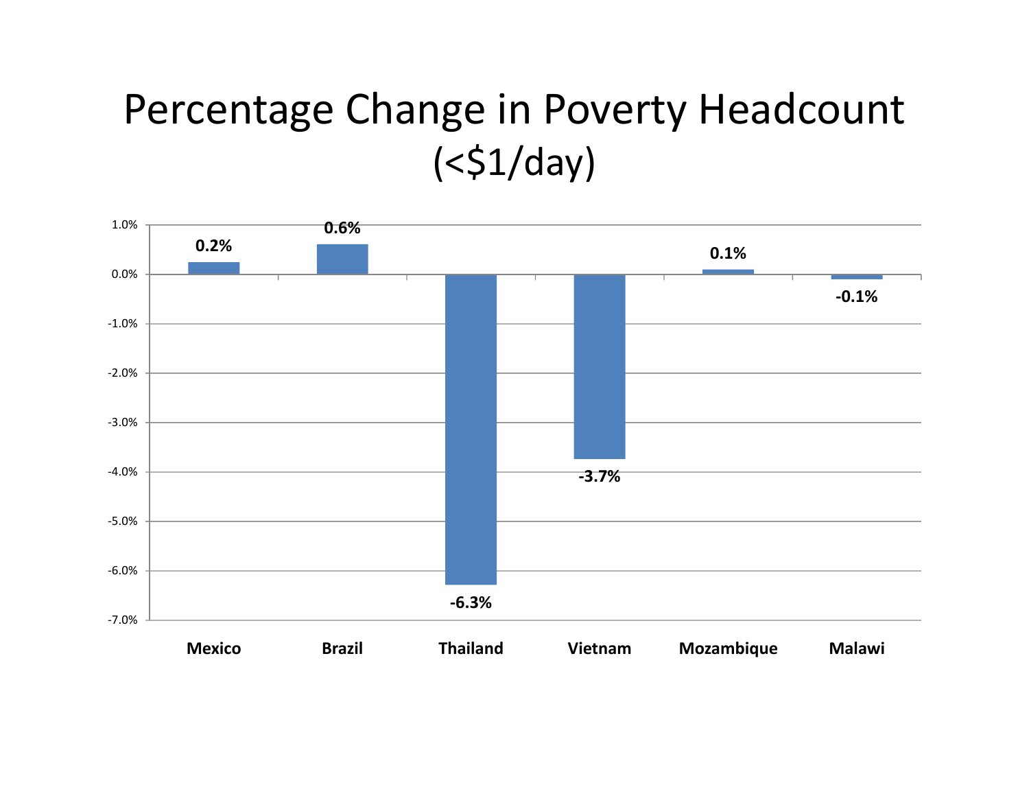# Percentage Change in Poverty Headcount (<$1/day)

| Country | Percentage Change |
|---|---|
| Mexico | 0.2% |
| Brazil | 0.6% |
| Thailand | -6.3% |
| Vietnam | -3.7% |
| Mozambique | 0.1% |
| Malawi | -0.1% |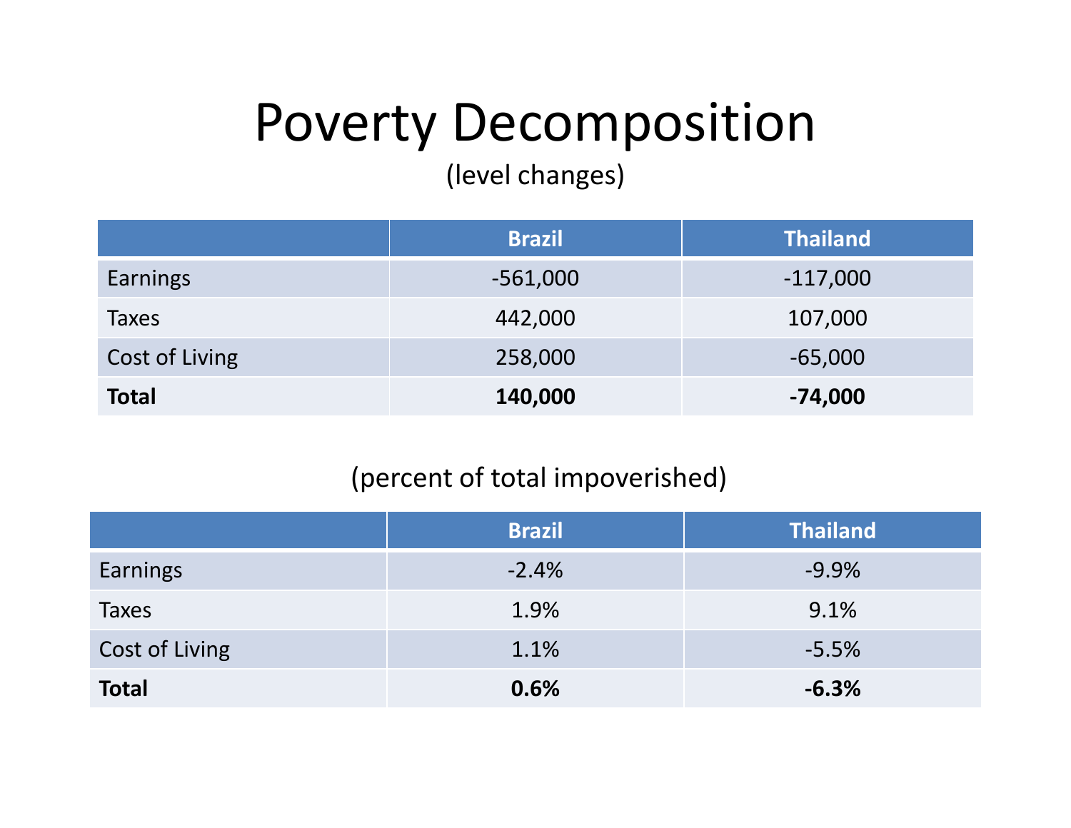# Poverty Decomposition

(level changes)

| | Brazil | Thailand |
|---|---|---|
| Earnings | -561,000 | -117,000 |
| Taxes | 442,000 | 107,000 |
| Cost of Living | 258,000 | -65,000 |
| **Total** | **140,000** | **-74,000** |

(percent of total impoverished)

| | Brazil | Thailand |
|---|---|---|
| Earnings | -2.4% | -9.9% |
| Taxes | 1.9% | 9.1% |
| Cost of Living | 1.1% | -5.5% |
| **Total** | **0.6%** | **-6.3%** |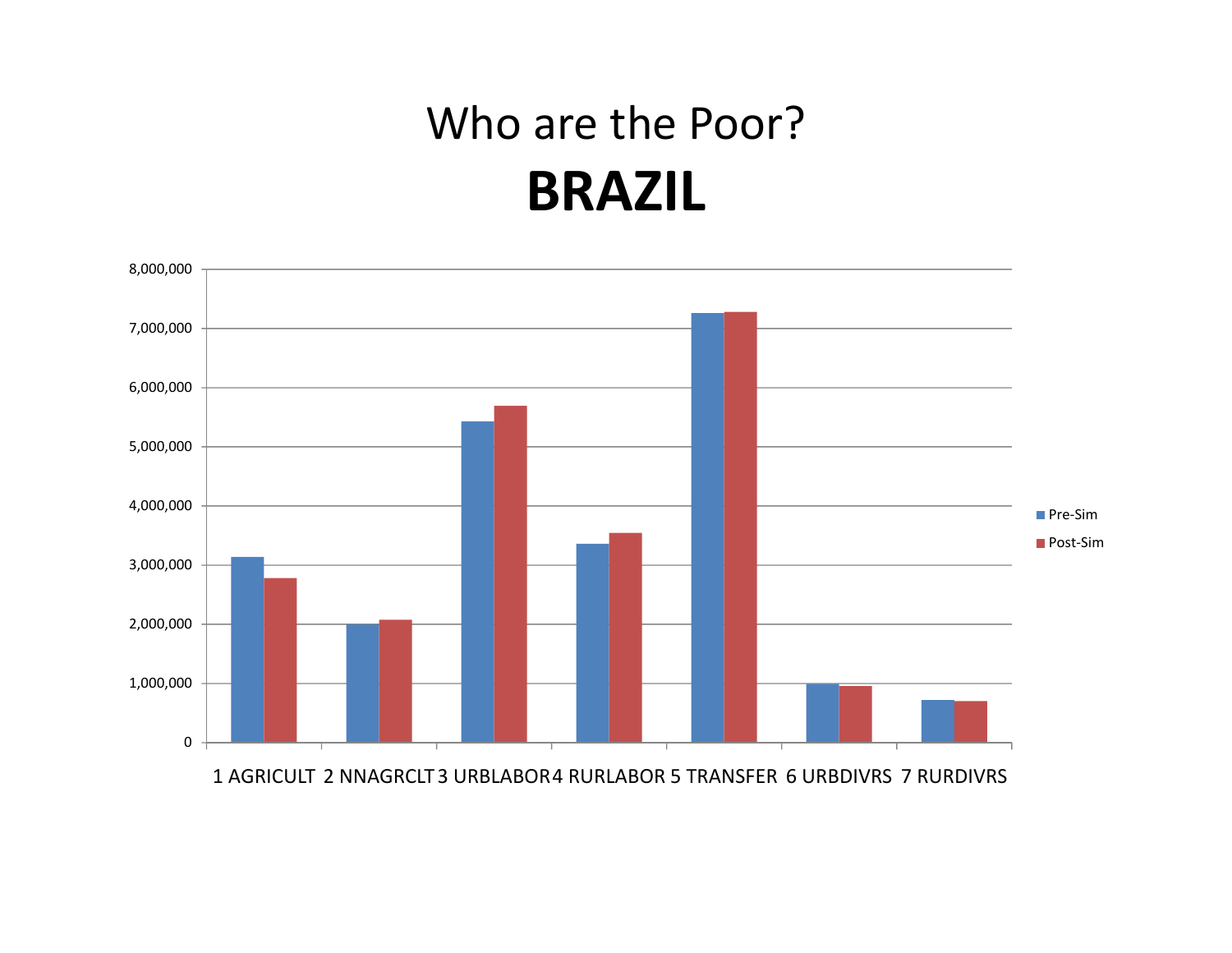# Who are the Poor?

# BRAZIL

| | Pre-Sim | Post-Sim |
|---|---|---|
| 1 AGRICULT | | |
| 2 NNAGRCLT | | |
| 3 URBLABOR | | |
| 4 RURLABOR | | |
| 5 TRANSFER | | |
| 6 URBDIVRS | | |
| 7 RURDIVRS | | |

Y-axis: 0, 1,000,000, 2,000,000, 3,000,000, 4,000,000, 5,000,000, 6,000,000, 7,000,000, 8,000,000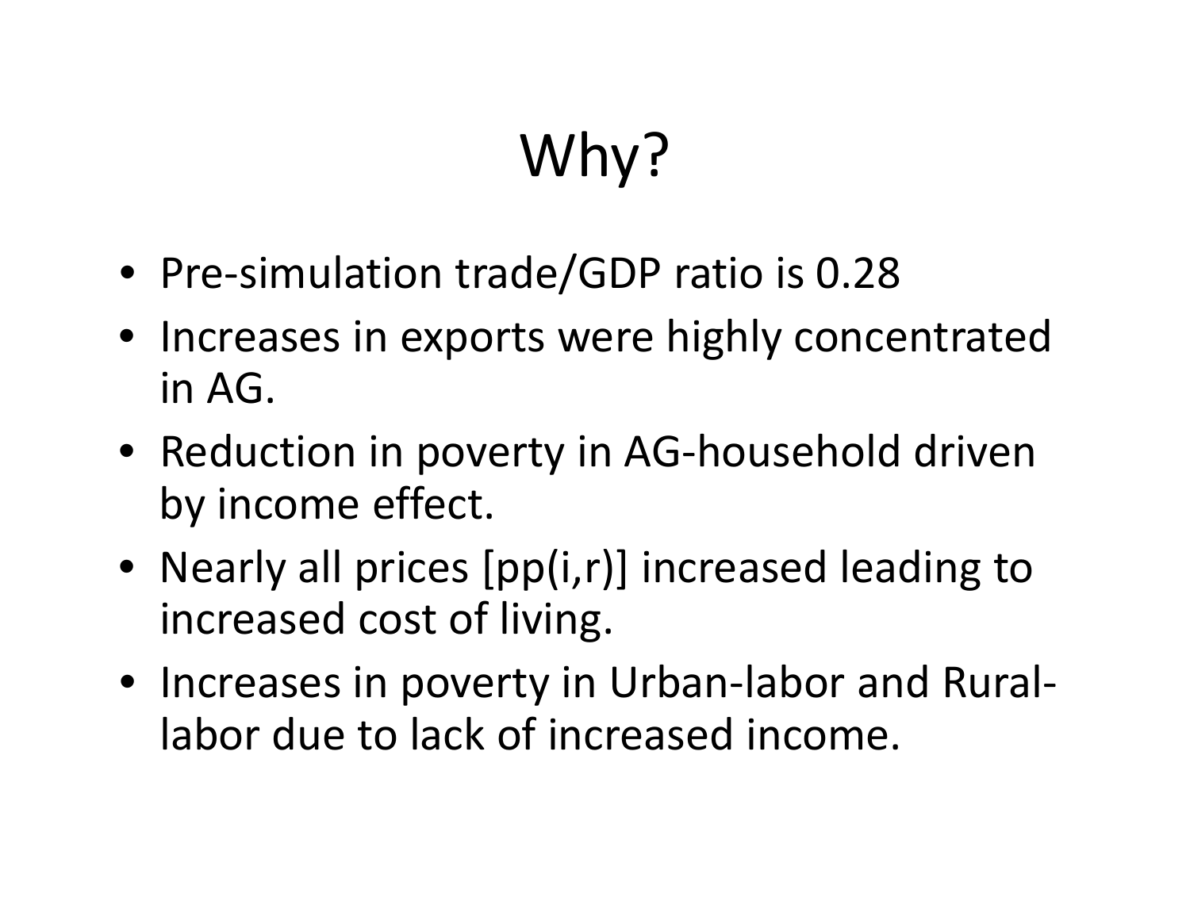# Why?

- Pre-simulation trade/GDP ratio is 0.28
- Increases in exports were highly concentrated in AG.
- Reduction in poverty in AG-household driven by income effect.
- Nearly all prices [pp(i,r)] increased leading to increased cost of living.
- Increases in poverty in Urban-labor and Rural-labor due to lack of increased income.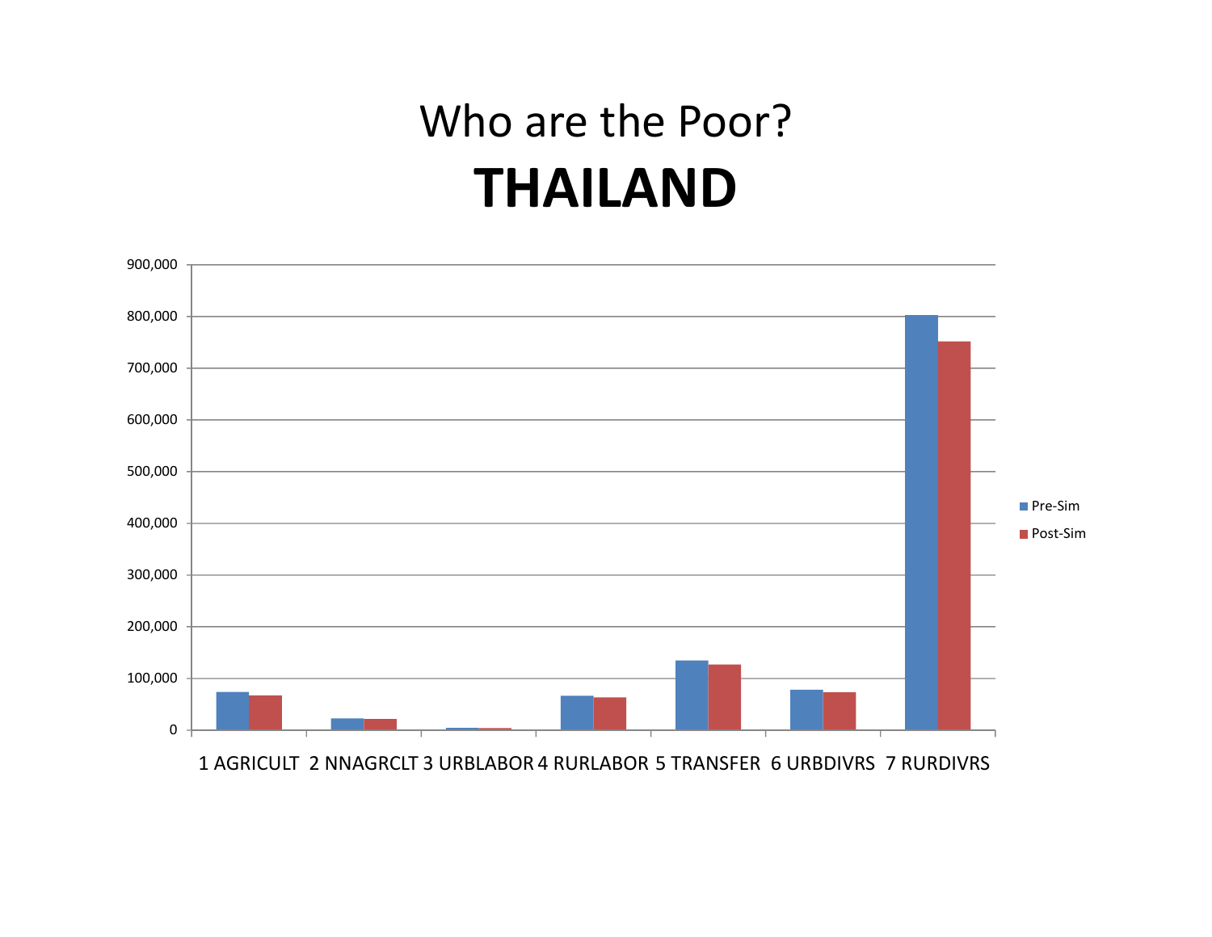# Who are the Poor?

# THAILAND

| | Pre-Sim | Post-Sim |
|---|---|---|
| 1 AGRICULT | | |
| 2 NNAGRCLT | | |
| 3 URBLABOR | | |
| 4 RURLABOR | | |
| 5 TRANSFER | | |
| 6 URBDIVRS | | |
| 7 RURDIVRS | | |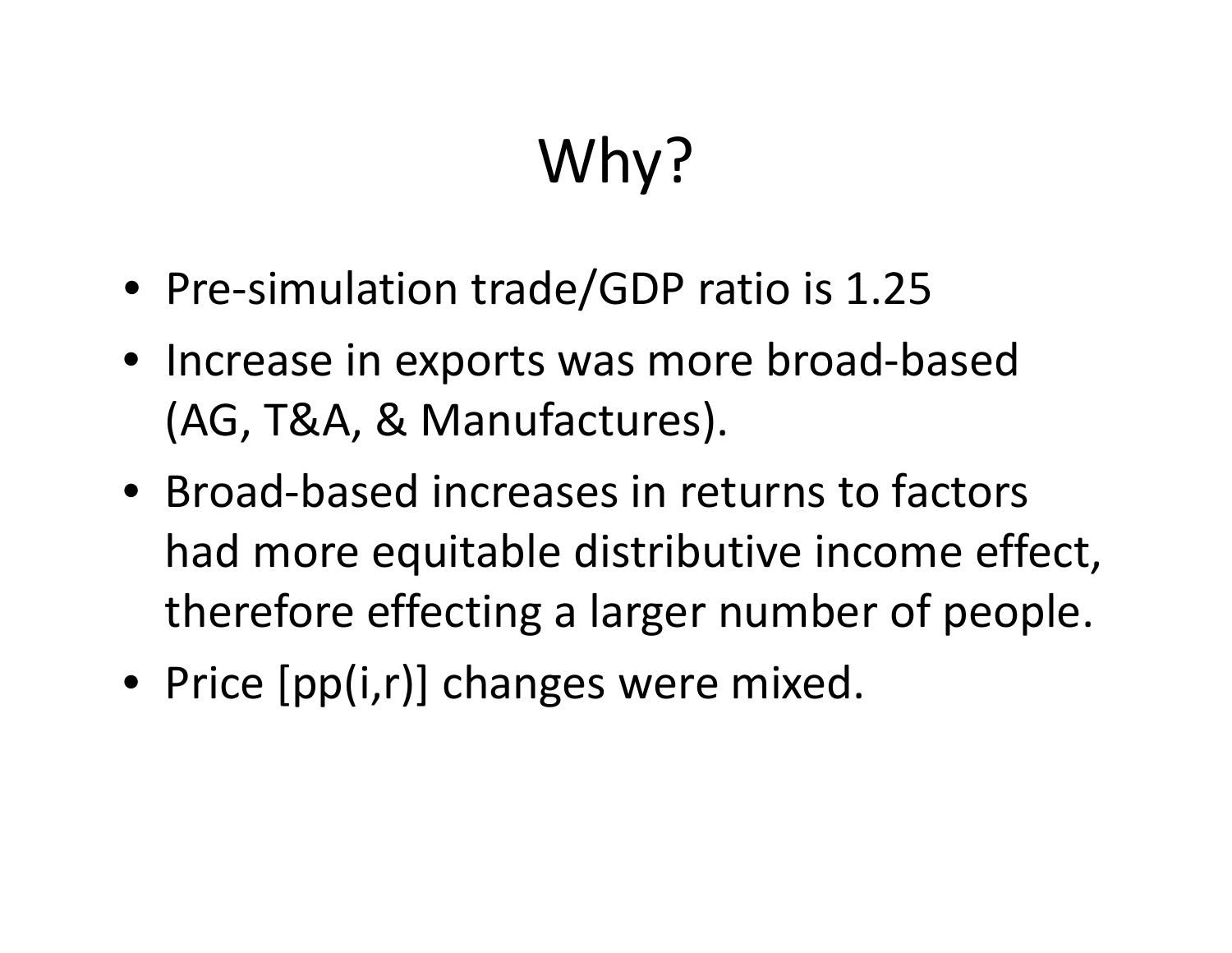# Why?

- Pre-simulation trade/GDP ratio is 1.25
- Increase in exports was more broad-based (AG, T&A, & Manufactures).
- Broad-based increases in returns to factors had more equitable distributive income effect, therefore effecting a larger number of people.
- Price [pp(i,r)] changes were mixed.